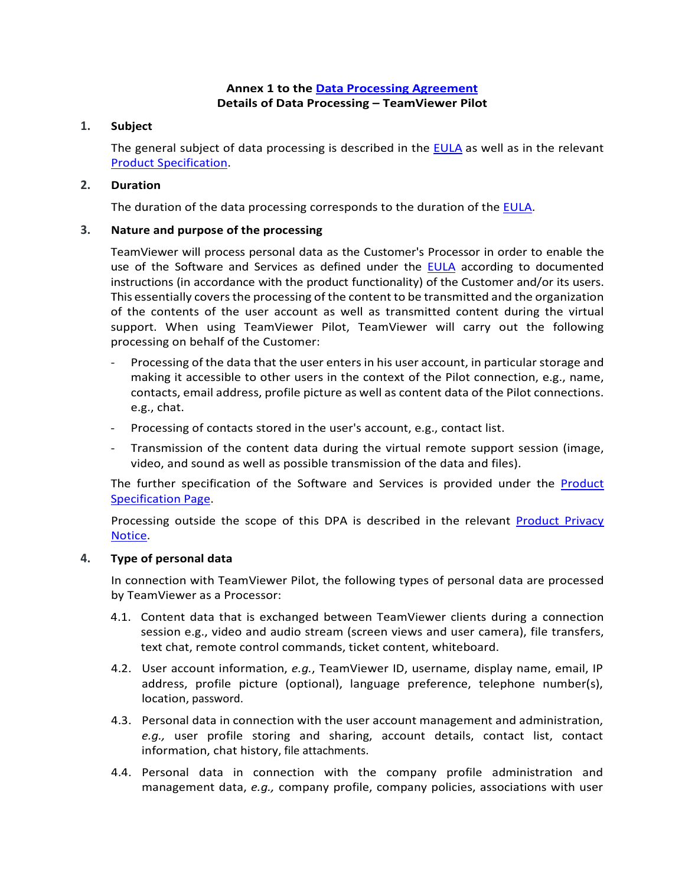**Annex 1 to the [Data Processing Agreement]**
**Details of Data Processing – TeamViewer Pilot**

## 1. Subject

The general subject of data processing is described in the [EULA] as well as in the relevant [Product Specification].

## 2. Duration

The duration of the data processing corresponds to the duration of the [EULA].

## 3. Nature and purpose of the processing

TeamViewer will process personal data as the Customer's Processor in order to enable the use of the Software and Services as defined under the [EULA] according to documented instructions (in accordance with the product functionality) of the Customer and/or its users. This essentially covers the processing of the content to be transmitted and the organization of the contents of the user account as well as transmitted content during the virtual support. When using TeamViewer Pilot, TeamViewer will carry out the following processing on behalf of the Customer:

- Processing of the data that the user enters in his user account, in particular storage and making it accessible to other users in the context of the Pilot connection, e.g., name, contacts, email address, profile picture as well as content data of the Pilot connections. e.g., chat.
- Processing of contacts stored in the user's account, e.g., contact list.
- Transmission of the content data during the virtual remote support session (image, video, and sound as well as possible transmission of the data and files).

The further specification of the Software and Services is provided under the [Product Specification Page].

Processing outside the scope of this DPA is described in the relevant [Product Privacy Notice].

## 4. Type of personal data

In connection with TeamViewer Pilot, the following types of personal data are processed by TeamViewer as a Processor:

4.1. Content data that is exchanged between TeamViewer clients during a connection session e.g., video and audio stream (screen views and user camera), file transfers, text chat, remote control commands, ticket content, whiteboard.

4.2. User account information, *e.g.*, TeamViewer ID, username, display name, email, IP address, profile picture (optional), language preference, telephone number(s), location, password.

4.3. Personal data in connection with the user account management and administration, *e.g.,* user profile storing and sharing, account details, contact list, contact information, chat history, file attachments.

4.4. Personal data in connection with the company profile administration and management data, *e.g.,* company profile, company policies, associations with user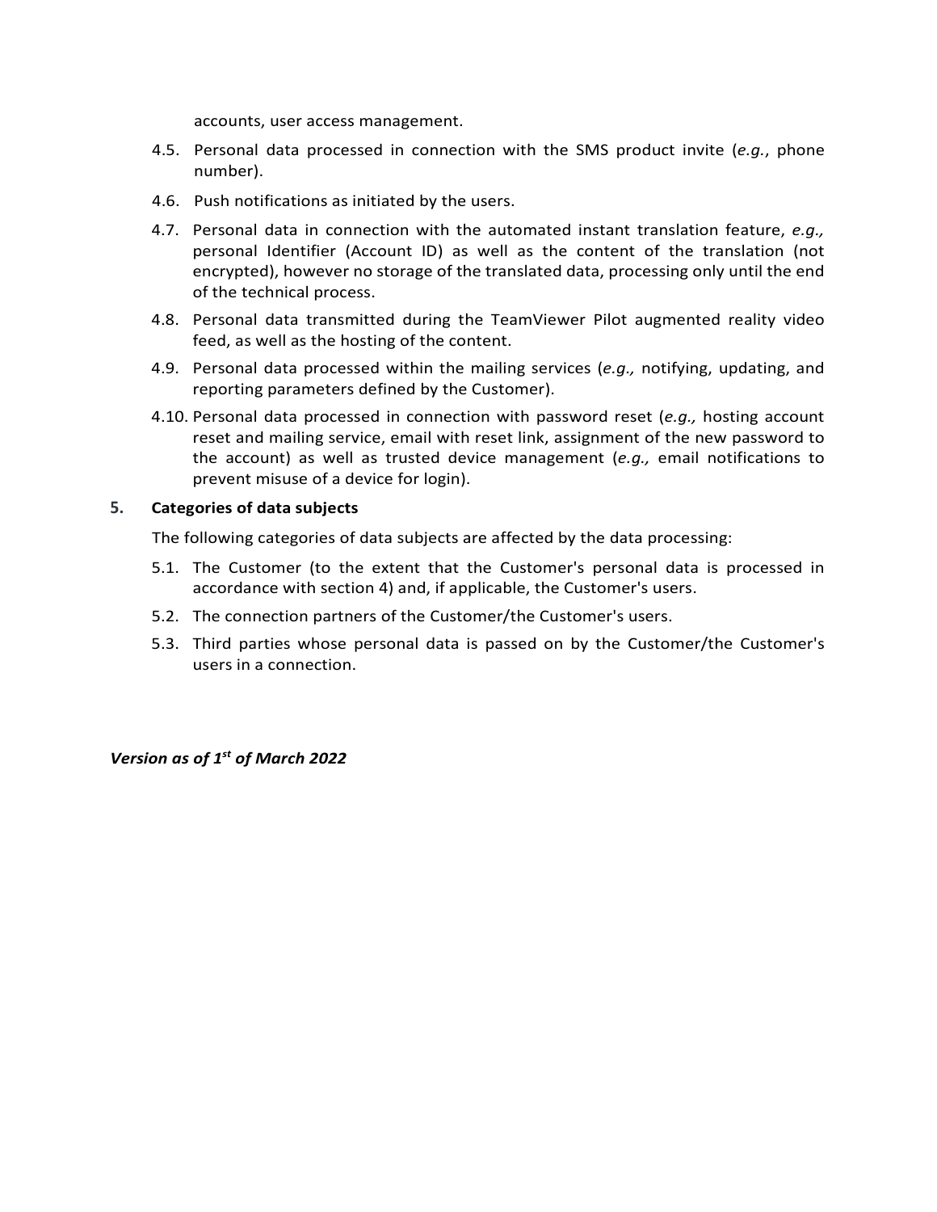accounts, user access management.

4.5. Personal data processed in connection with the SMS product invite (*e.g.*, phone number).

4.6. Push notifications as initiated by the users.

4.7. Personal data in connection with the automated instant translation feature, *e.g.,* personal Identifier (Account ID) as well as the content of the translation (not encrypted), however no storage of the translated data, processing only until the end of the technical process.

4.8. Personal data transmitted during the TeamViewer Pilot augmented reality video feed, as well as the hosting of the content.

4.9. Personal data processed within the mailing services (*e.g.,* notifying, updating, and reporting parameters defined by the Customer).

4.10. Personal data processed in connection with password reset (*e.g.,* hosting account reset and mailing service, email with reset link, assignment of the new password to the account) as well as trusted device management (*e.g.,* email notifications to prevent misuse of a device for login).

## 5. Categories of data subjects

The following categories of data subjects are affected by the data processing:

5.1. The Customer (to the extent that the Customer's personal data is processed in accordance with section 4) and, if applicable, the Customer's users.

5.2. The connection partners of the Customer/the Customer's users.

5.3. Third parties whose personal data is passed on by the Customer/the Customer's users in a connection.

***Version as of 1st of March 2022***